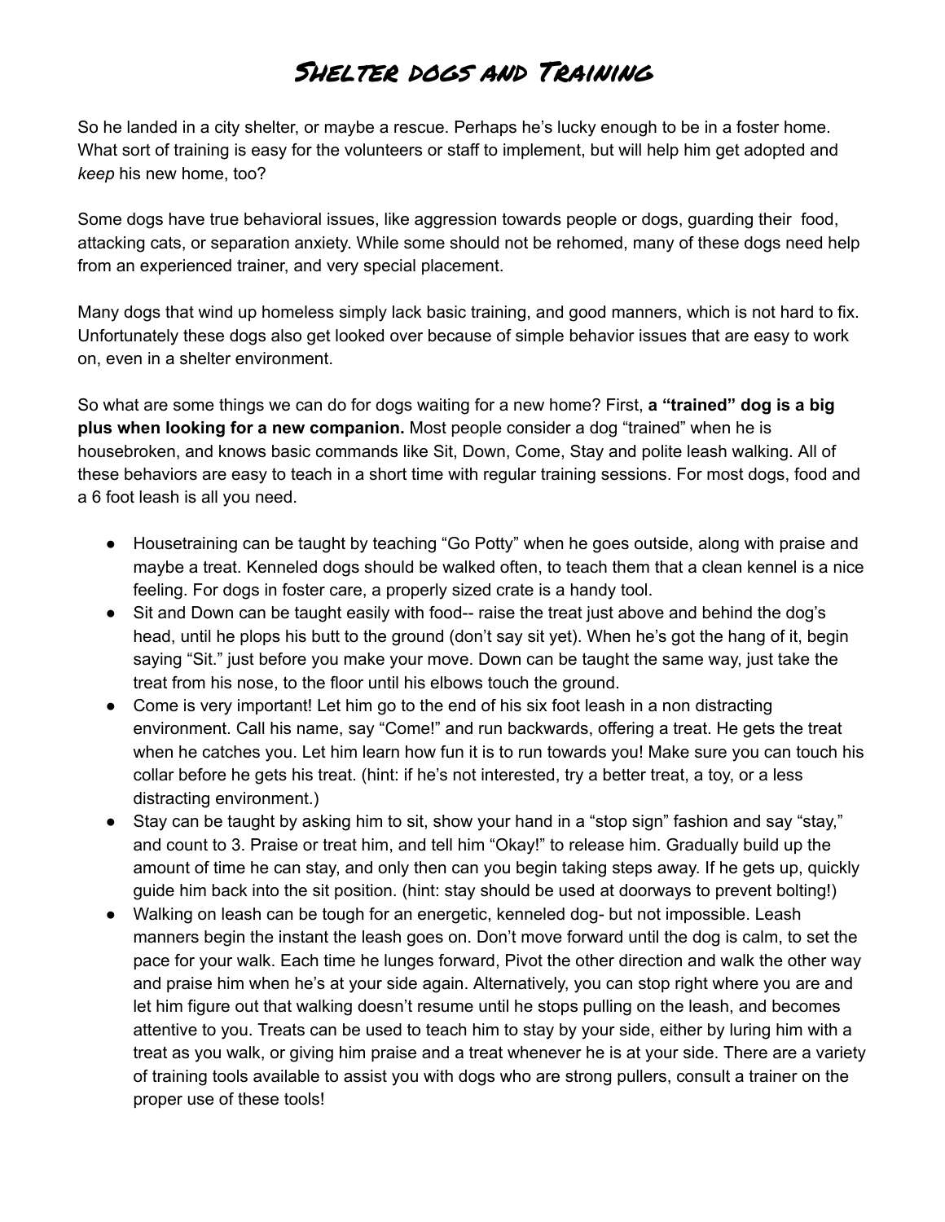# Shelter dogs and Training

So he landed in a city shelter, or maybe a rescue. Perhaps he's lucky enough to be in a foster home. What sort of training is easy for the volunteers or staff to implement, but will help him get adopted and *keep* his new home, too?

Some dogs have true behavioral issues, like aggression towards people or dogs, guarding their food, attacking cats, or separation anxiety. While some should not be rehomed, many of these dogs need help from an experienced trainer, and very special placement.

Many dogs that wind up homeless simply lack basic training, and good manners, which is not hard to fix. Unfortunately these dogs also get looked over because of simple behavior issues that are easy to work on, even in a shelter environment.

So what are some things we can do for dogs waiting for a new home? First, **a "trained" dog is a big plus when looking for a new companion.** Most people consider a dog "trained" when he is housebroken, and knows basic commands like Sit, Down, Come, Stay and polite leash walking. All of these behaviors are easy to teach in a short time with regular training sessions. For most dogs, food and a 6 foot leash is all you need.

- Housetraining can be taught by teaching "Go Potty" when he goes outside, along with praise and maybe a treat. Kenneled dogs should be walked often, to teach them that a clean kennel is a nice feeling. For dogs in foster care, a properly sized crate is a handy tool.
- Sit and Down can be taught easily with food-- raise the treat just above and behind the dog's head, until he plops his butt to the ground (don't say sit yet). When he's got the hang of it, begin saying "Sit." just before you make your move. Down can be taught the same way, just take the treat from his nose, to the floor until his elbows touch the ground.
- Come is very important! Let him go to the end of his six foot leash in a non distracting environment. Call his name, say "Come!" and run backwards, offering a treat. He gets the treat when he catches you. Let him learn how fun it is to run towards you! Make sure you can touch his collar before he gets his treat. (hint: if he's not interested, try a better treat, a toy, or a less distracting environment.)
- Stay can be taught by asking him to sit, show your hand in a "stop sign" fashion and say "stay," and count to 3. Praise or treat him, and tell him "Okay!" to release him. Gradually build up the amount of time he can stay, and only then can you begin taking steps away. If he gets up, quickly guide him back into the sit position. (hint: stay should be used at doorways to prevent bolting!)
- Walking on leash can be tough for an energetic, kenneled dog- but not impossible. Leash manners begin the instant the leash goes on. Don't move forward until the dog is calm, to set the pace for your walk. Each time he lunges forward, Pivot the other direction and walk the other way and praise him when he's at your side again. Alternatively, you can stop right where you are and let him figure out that walking doesn't resume until he stops pulling on the leash, and becomes attentive to you. Treats can be used to teach him to stay by your side, either by luring him with a treat as you walk, or giving him praise and a treat whenever he is at your side. There are a variety of training tools available to assist you with dogs who are strong pullers, consult a trainer on the proper use of these tools!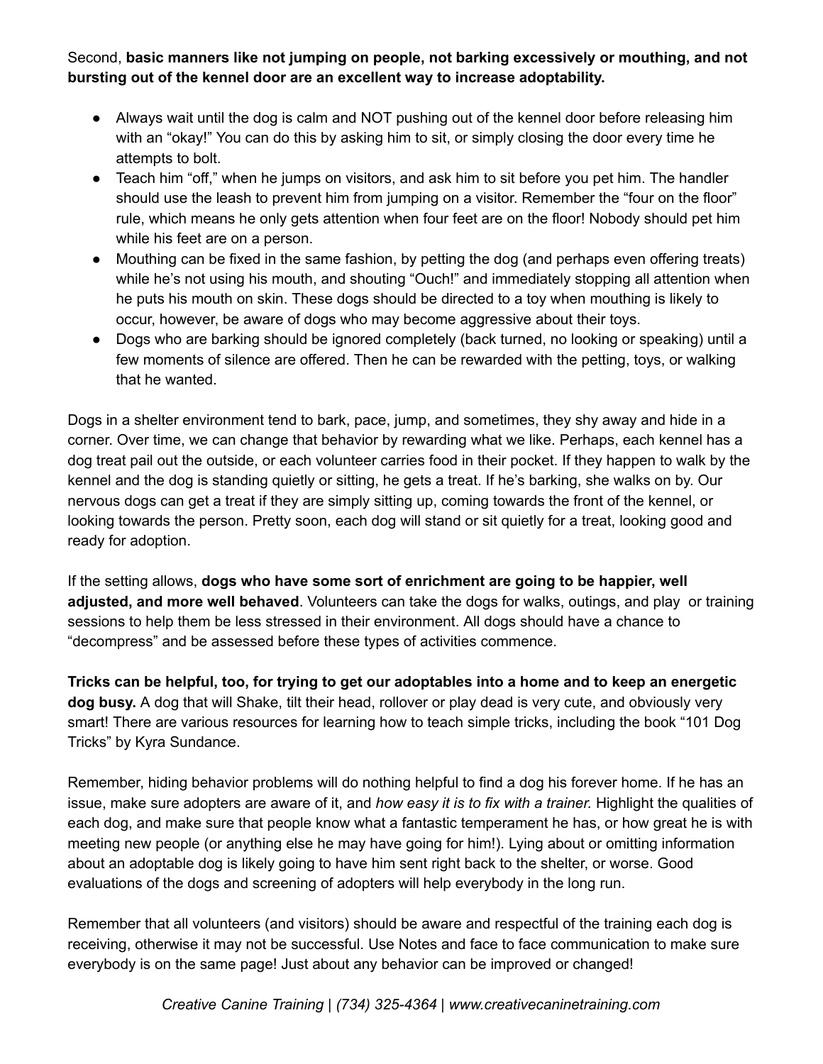Second, **basic manners like not jumping on people, not barking excessively or mouthing, and not bursting out of the kennel door are an excellent way to increase adoptability.**

- Always wait until the dog is calm and NOT pushing out of the kennel door before releasing him with an "okay!" You can do this by asking him to sit, or simply closing the door every time he attempts to bolt.
- Teach him "off," when he jumps on visitors, and ask him to sit before you pet him. The handler should use the leash to prevent him from jumping on a visitor. Remember the "four on the floor" rule, which means he only gets attention when four feet are on the floor! Nobody should pet him while his feet are on a person.
- Mouthing can be fixed in the same fashion, by petting the dog (and perhaps even offering treats) while he's not using his mouth, and shouting "Ouch!" and immediately stopping all attention when he puts his mouth on skin. These dogs should be directed to a toy when mouthing is likely to occur, however, be aware of dogs who may become aggressive about their toys.
- Dogs who are barking should be ignored completely (back turned, no looking or speaking) until a few moments of silence are offered. Then he can be rewarded with the petting, toys, or walking that he wanted.

Dogs in a shelter environment tend to bark, pace, jump, and sometimes, they shy away and hide in a corner. Over time, we can change that behavior by rewarding what we like. Perhaps, each kennel has a dog treat pail out the outside, or each volunteer carries food in their pocket. If they happen to walk by the kennel and the dog is standing quietly or sitting, he gets a treat. If he's barking, she walks on by. Our nervous dogs can get a treat if they are simply sitting up, coming towards the front of the kennel, or looking towards the person. Pretty soon, each dog will stand or sit quietly for a treat, looking good and ready for adoption.

If the setting allows, **dogs who have some sort of enrichment are going to be happier, well adjusted, and more well behaved**. Volunteers can take the dogs for walks, outings, and play or training sessions to help them be less stressed in their environment. All dogs should have a chance to "decompress" and be assessed before these types of activities commence.

**Tricks can be helpful, too, for trying to get our adoptables into a home and to keep an energetic dog busy.** A dog that will Shake, tilt their head, rollover or play dead is very cute, and obviously very smart! There are various resources for learning how to teach simple tricks, including the book "101 Dog Tricks" by Kyra Sundance.

Remember, hiding behavior problems will do nothing helpful to find a dog his forever home. If he has an issue, make sure adopters are aware of it, and *how easy it is to fix with a trainer.* Highlight the qualities of each dog, and make sure that people know what a fantastic temperament he has, or how great he is with meeting new people (or anything else he may have going for him!). Lying about or omitting information about an adoptable dog is likely going to have him sent right back to the shelter, or worse. Good evaluations of the dogs and screening of adopters will help everybody in the long run.

Remember that all volunteers (and visitors) should be aware and respectful of the training each dog is receiving, otherwise it may not be successful. Use Notes and face to face communication to make sure everybody is on the same page! Just about any behavior can be improved or changed!